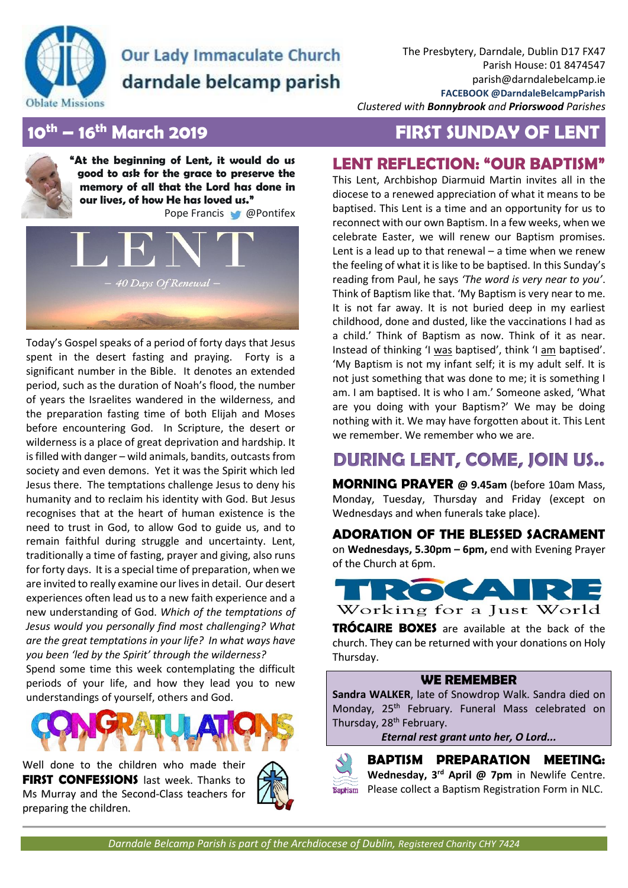# Our Lady Immaculate Church
## darndale belcamp parish

Oblate Missions

The Presbytery, Darndale, Dublin D17 FX47
Parish House: 01 8474547
parish@darndalebelcamp.ie
**FACEBOOK @DarndaleBelcampParish**
*Clustered with* ***Bonnybrook*** *and* ***Priorswood*** *Parishes*

## 10th – 16th March 2019 — FIRST SUNDAY OF LENT

**"At the beginning of Lent, it would do us good to ask for the grace to preserve the memory of all that the Lord has done in our lives, of how He has loved us."**
Pope Francis @Pontifex

LENT
*– 40 Days Of Renewal –*

Today's Gospel speaks of a period of forty days that Jesus spent in the desert fasting and praying. Forty is a significant number in the Bible. It denotes an extended period, such as the duration of Noah's flood, the number of years the Israelites wandered in the wilderness, and the preparation fasting time of both Elijah and Moses before encountering God. In Scripture, the desert or wilderness is a place of great deprivation and hardship. It is filled with danger – wild animals, bandits, outcasts from society and even demons. Yet it was the Spirit which led Jesus there. The temptations challenge Jesus to deny his humanity and to reclaim his identity with God. But Jesus recognises that at the heart of human existence is the need to trust in God, to allow God to guide us, and to remain faithful during struggle and uncertainty. Lent, traditionally a time of fasting, prayer and giving, also runs for forty days. It is a special time of preparation, when we are invited to really examine our lives in detail. Our desert experiences often lead us to a new faith experience and a new understanding of God. *Which of the temptations of Jesus would you personally find most challenging? What are the great temptations in your life? In what ways have you been 'led by the Spirit' through the wilderness?*
Spend some time this week contemplating the difficult periods of your life, and how they lead you to new understandings of yourself, others and God.

CONGRATULATIONS

Well done to the children who made their **FIRST CONFESSIONS** last week. Thanks to Ms Murray and the Second-Class teachers for preparing the children.

## LENT REFLECTION: "OUR BAPTISM"

This Lent, Archbishop Diarmuid Martin invites all in the diocese to a renewed appreciation of what it means to be baptised. This Lent is a time and an opportunity for us to reconnect with our own Baptism. In a few weeks, when we celebrate Easter, we will renew our Baptism promises. Lent is a lead up to that renewal – a time when we renew the feeling of what it is like to be baptised. In this Sunday's reading from Paul, he says *'The word is very near to you'*. Think of Baptism like that. 'My Baptism is very near to me. It is not far away. It is not buried deep in my earliest childhood, done and dusted, like the vaccinations I had as a child.' Think of Baptism as now. Think of it as near. Instead of thinking 'I was baptised', think 'I am baptised'. 'My Baptism is not my infant self; it is my adult self. It is not just something that was done to me; it is something I am. I am baptised. It is who I am.' Someone asked, 'What are you doing with your Baptism?' We may be doing nothing with it. We may have forgotten about it. This Lent we remember. We remember who we are.

## DURING LENT, COME, JOIN US..

**MORNING PRAYER @ 9.45am** (before 10am Mass, Monday, Tuesday, Thursday and Friday (except on Wednesdays and when funerals take place).

**ADORATION OF THE BLESSED SACRAMENT**
on **Wednesdays, 5.30pm – 6pm,** end with Evening Prayer of the Church at 6pm.

TRÓCAIRE
Working for a Just World

**TRÓCAIRE BOXES** are available at the back of the church. They can be returned with your donations on Holy Thursday.

### WE REMEMBER

**Sandra WALKER**, late of Snowdrop Walk. Sandra died on Monday, 25th February. Funeral Mass celebrated on Thursday, 28th February.
***Eternal rest grant unto her, O Lord...***

**BAPTISM PREPARATION MEETING: Wednesday, 3rd April @ 7pm** in Newlife Centre. Please collect a Baptism Registration Form in NLC.

*Darndale Belcamp Parish is part of the Archdiocese of Dublin, Registered Charity CHY 7424*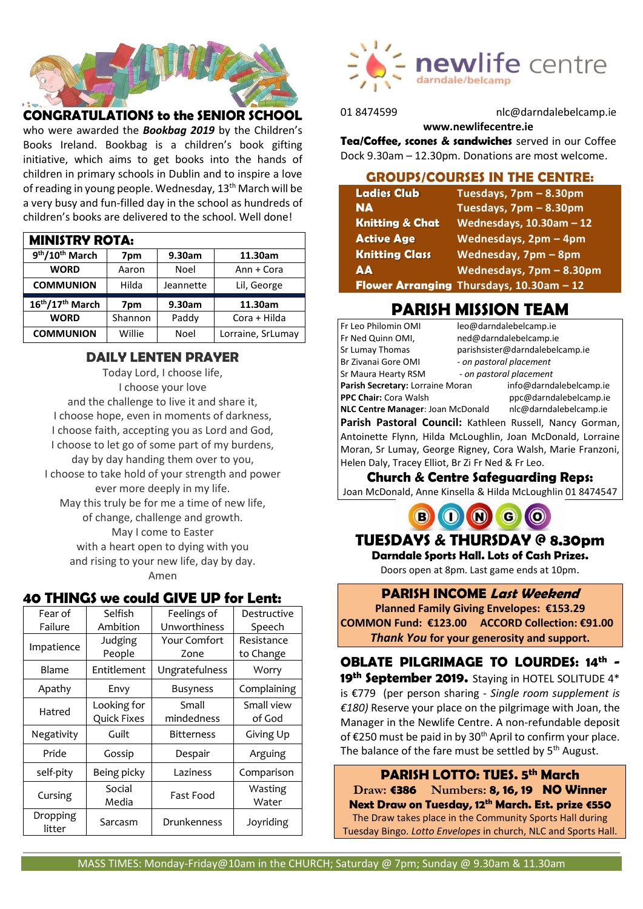## CONGRATULATIONS to the SENIOR SCHOOL

who were awarded the ***Bookbag 2019*** by the Children's Books Ireland. Bookbag is a children's book gifting initiative, which aims to get books into the hands of children in primary schools in Dublin and to inspire a love of reading in young people. Wednesday, 13th March will be a very busy and fun-filled day in the school as hundreds of children's books are delivered to the school. Well done!

## MINISTRY ROTA:

| 9th/10th March | 7pm | 9.30am | 11.30am |
|---|---|---|---|
| **WORD** | Aaron | Noel | Ann + Cora |
| **COMMUNION** | Hilda | Jeannette | Lil, George |
| **16th/17th March** | **7pm** | **9.30am** | **11.30am** |
| **WORD** | Shannon | Paddy | Cora + Hilda |
| **COMMUNION** | Willie | Noel | Lorraine, SrLumay |

## DAILY LENTEN PRAYER

Today Lord, I choose life,
I choose your love
and the challenge to live it and share it,
I choose hope, even in moments of darkness,
I choose faith, accepting you as Lord and God,
I choose to let go of some part of my burdens,
day by day handing them over to you,
I choose to take hold of your strength and power
ever more deeply in my life.
May this truly be for me a time of new life,
of change, challenge and growth.
May I come to Easter
with a heart open to dying with you
and rising to your new life, day by day.
Amen

## 40 THINGS we could GIVE UP for Lent:

| | | | |
|---|---|---|---|
| Fear of Failure | Selfish Ambition | Feelings of Unworthiness | Destructive Speech |
| Impatience | Judging People | Your Comfort Zone | Resistance to Change |
| Blame | Entitlement | Ungratefulness | Worry |
| Apathy | Envy | Busyness | Complaining |
| Hatred | Looking for Quick Fixes | Small mindedness | Small view of God |
| Negativity | Guilt | Bitterness | Giving Up |
| Pride | Gossip | Despair | Arguing |
| self-pity | Being picky | Laziness | Comparison |
| Cursing | Social Media | Fast Food | Wasting Water |
| Dropping litter | Sarcasm | Drunkenness | Joyriding |

## newlife centre
darndale/belcamp

01 8474599 nlc@darndalebelcamp.ie
**www.newlifecentre.ie**

**Tea/Coffee, scones & sandwiches** served in our Coffee Dock 9.30am – 12.30pm. Donations are most welcome.

## GROUPS/COURSES IN THE CENTRE:

| | |
|---|---|
| **Ladies Club** | **Tuesdays, 7pm – 8.30pm** |
| **NA** | **Tuesdays, 7pm – 8.30pm** |
| **Knitting & Chat** | **Wednesdays, 10.30am – 12** |
| **Active Age** | **Wednesdays, 2pm – 4pm** |
| **Knitting Class** | **Wednesday, 7pm – 8pm** |
| **AA** | **Wednesdays, 7pm – 8.30pm** |
| **Flower Arranging** | **Thursdays, 10.30am – 12** |

## PARISH MISSION TEAM

| | |
|---|---|
| Fr Leo Philomin OMI | leo@darndalebelcamp.ie |
| Fr Ned Quinn OMI, | ned@darndalebelcamp.ie |
| Sr Lumay Thomas | parishsister@darndalebelcamp.ie |
| Br Zivanai Gore OMI | *- on pastoral placement* |
| Sr Maura Hearty RSM | *- on pastoral placement* |
| **Parish Secretary:** Lorraine Moran | info@darndalebelcamp.ie |
| **PPC Chair:** Cora Walsh | ppc@darndalebelcamp.ie |
| **NLC Centre Manager**: Joan McDonald | nlc@darndalebelcamp.ie |

**Parish Pastoral Council:** Kathleen Russell, Nancy Gorman, Antoinette Flynn, Hilda McLoughlin, Joan McDonald, Lorraine Moran, Sr Lumay, George Rigney, Cora Walsh, Marie Franzoni, Helen Daly, Tracey Elliot, Br Zi Fr Ned & Fr Leo.

**Church & Centre Safeguarding Reps:**
Joan McDonald, Anne Kinsella & Hilda McLoughlin 01 8474547

## BINGO

**TUESDAYS & THURSDAY @ 8.30pm**
**Darndale Sports Hall. Lots of Cash Prizes.**
Doors open at 8pm. Last game ends at 10pm.

## PARISH INCOME *Last Weekend*

**Planned Family Giving Envelopes: €153.29**
**COMMON Fund: €123.00 ACCORD Collection: €91.00**
***Thank You* for your generosity and support.**

## OBLATE PILGRIMAGE TO LOURDES: 14th - 19th September 2019.

Staying in HOTEL SOLITUDE 4* is €779 (per person sharing - *Single room supplement is €180)* Reserve your place on the pilgrimage with Joan, the Manager in the Newlife Centre. A non-refundable deposit of €250 must be paid in by 30th April to confirm your place. The balance of the fare must be settled by 5th August.

## PARISH LOTTO: TUES. 5th March

**Draw: €386 Numbers: 8, 16, 19 NO Winner**
**Next Draw on Tuesday, 12th March. Est. prize €550**
The Draw takes place in the Community Sports Hall during Tuesday Bingo. *Lotto Envelopes* in church, NLC and Sports Hall.

MASS TIMES: Monday-Friday@10am in the CHURCH; Saturday @ 7pm; Sunday @ 9.30am & 11.30am